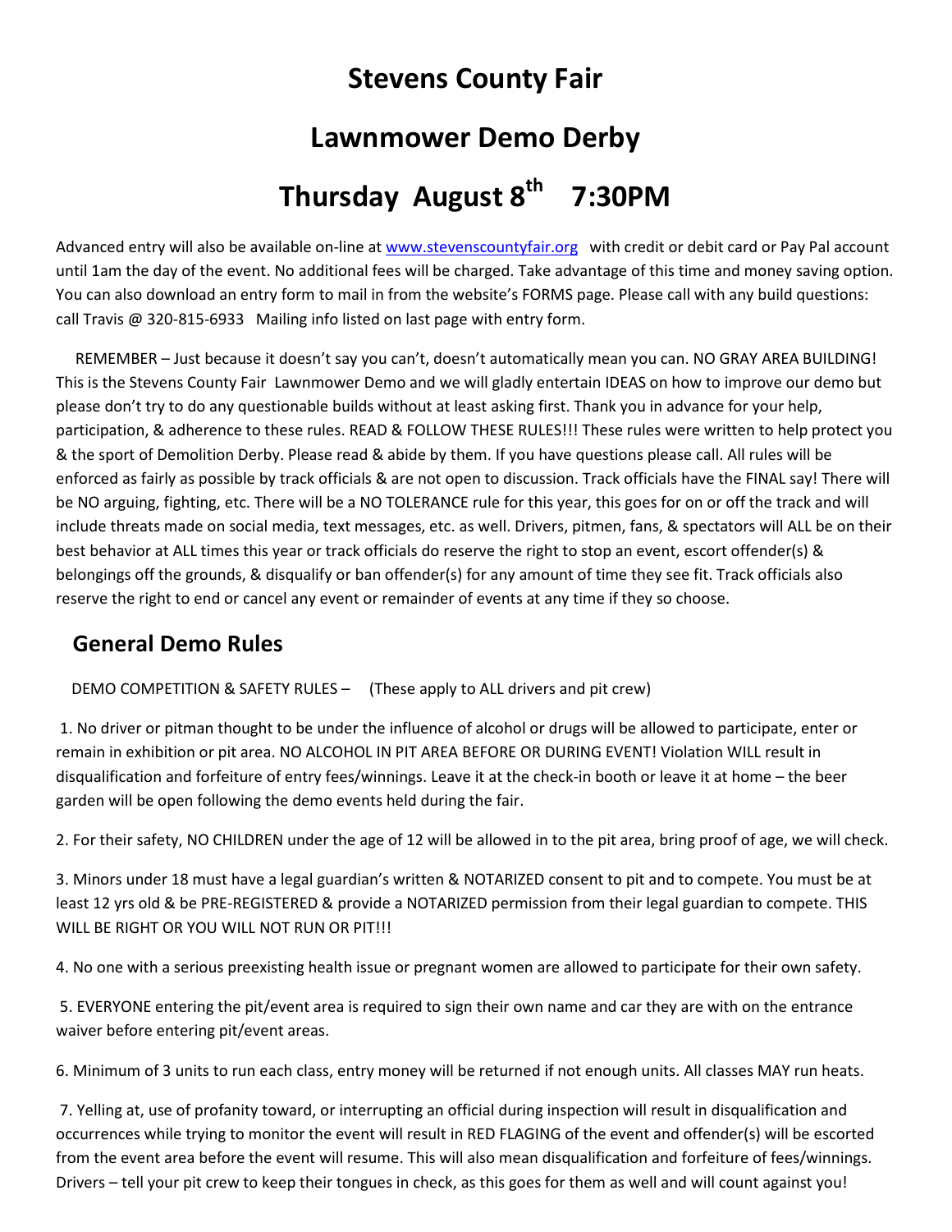# Stevens County Fair

# Lawnmower Demo Derby

# Thursday August 8th 7:30PM

Advanced entry will also be available on-line at [www.stevenscountyfair.org](http://www.stevenscountyfair.org) with credit or debit card or Pay Pal account until 1am the day of the event. No additional fees will be charged. Take advantage of this time and money saving option. You can also download an entry form to mail in from the website's FORMS page. Please call with any build questions: call Travis @ 320-815-6933 Mailing info listed on last page with entry form.

REMEMBER – Just because it doesn't say you can't, doesn't automatically mean you can. NO GRAY AREA BUILDING! This is the Stevens County Fair Lawnmower Demo and we will gladly entertain IDEAS on how to improve our demo but please don't try to do any questionable builds without at least asking first. Thank you in advance for your help, participation, & adherence to these rules. READ & FOLLOW THESE RULES!!! These rules were written to help protect you & the sport of Demolition Derby. Please read & abide by them. If you have questions please call. All rules will be enforced as fairly as possible by track officials & are not open to discussion. Track officials have the FINAL say! There will be NO arguing, fighting, etc. There will be a NO TOLERANCE rule for this year, this goes for on or off the track and will include threats made on social media, text messages, etc. as well. Drivers, pitmen, fans, & spectators will ALL be on their best behavior at ALL times this year or track officials do reserve the right to stop an event, escort offender(s) & belongings off the grounds, & disqualify or ban offender(s) for any amount of time they see fit. Track officials also reserve the right to end or cancel any event or remainder of events at any time if they so choose.

## General Demo Rules

DEMO COMPETITION & SAFETY RULES – (These apply to ALL drivers and pit crew)

1. No driver or pitman thought to be under the influence of alcohol or drugs will be allowed to participate, enter or remain in exhibition or pit area. NO ALCOHOL IN PIT AREA BEFORE OR DURING EVENT! Violation WILL result in disqualification and forfeiture of entry fees/winnings. Leave it at the check-in booth or leave it at home – the beer garden will be open following the demo events held during the fair.

2. For their safety, NO CHILDREN under the age of 12 will be allowed in to the pit area, bring proof of age, we will check.

3. Minors under 18 must have a legal guardian's written & NOTARIZED consent to pit and to compete. You must be at least 12 yrs old & be PRE-REGISTERED & provide a NOTARIZED permission from their legal guardian to compete. THIS WILL BE RIGHT OR YOU WILL NOT RUN OR PIT!!!

4. No one with a serious preexisting health issue or pregnant women are allowed to participate for their own safety.

5. EVERYONE entering the pit/event area is required to sign their own name and car they are with on the entrance waiver before entering pit/event areas.

6. Minimum of 3 units to run each class, entry money will be returned if not enough units. All classes MAY run heats.

7. Yelling at, use of profanity toward, or interrupting an official during inspection will result in disqualification and occurrences while trying to monitor the event will result in RED FLAGING of the event and offender(s) will be escorted from the event area before the event will resume. This will also mean disqualification and forfeiture of fees/winnings. Drivers – tell your pit crew to keep their tongues in check, as this goes for them as well and will count against you!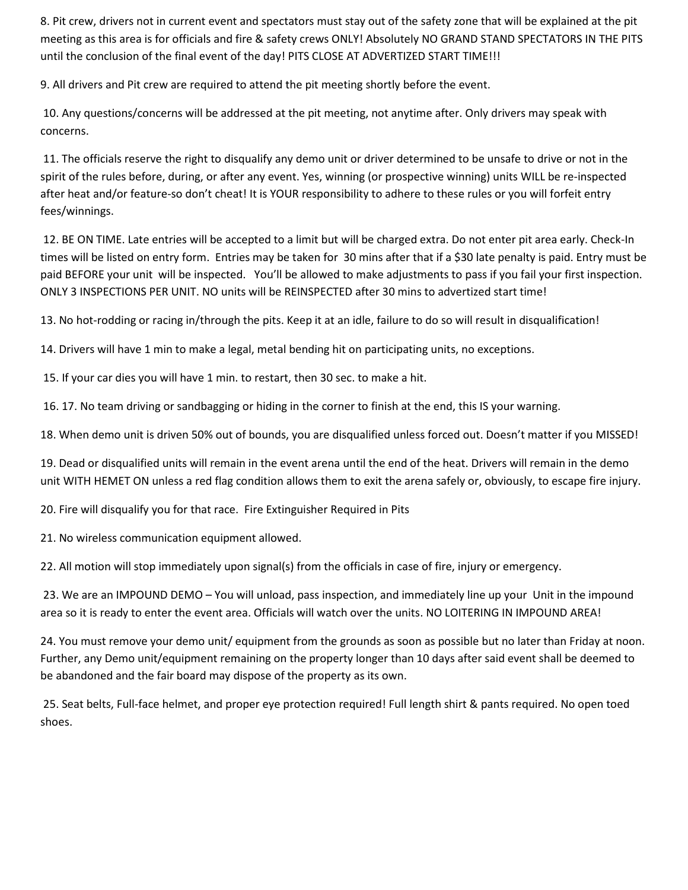8. Pit crew, drivers not in current event and spectators must stay out of the safety zone that will be explained at the pit meeting as this area is for officials and fire & safety crews ONLY! Absolutely NO GRAND STAND SPECTATORS IN THE PITS until the conclusion of the final event of the day! PITS CLOSE AT ADVERTIZED START TIME!!!

9. All drivers and Pit crew are required to attend the pit meeting shortly before the event.

10. Any questions/concerns will be addressed at the pit meeting, not anytime after. Only drivers may speak with concerns.

11. The officials reserve the right to disqualify any demo unit or driver determined to be unsafe to drive or not in the spirit of the rules before, during, or after any event. Yes, winning (or prospective winning) units WILL be re-inspected after heat and/or feature-so don't cheat! It is YOUR responsibility to adhere to these rules or you will forfeit entry fees/winnings.

12. BE ON TIME. Late entries will be accepted to a limit but will be charged extra. Do not enter pit area early. Check-In times will be listed on entry form. Entries may be taken for 30 mins after that if a $30 late penalty is paid. Entry must be paid BEFORE your unit will be inspected. You'll be allowed to make adjustments to pass if you fail your first inspection. ONLY 3 INSPECTIONS PER UNIT. NO units will be REINSPECTED after 30 mins to advertized start time!

13. No hot-rodding or racing in/through the pits. Keep it at an idle, failure to do so will result in disqualification!

14. Drivers will have 1 min to make a legal, metal bending hit on participating units, no exceptions.

15. If your car dies you will have 1 min. to restart, then 30 sec. to make a hit.

16. 17. No team driving or sandbagging or hiding in the corner to finish at the end, this IS your warning.

18. When demo unit is driven 50% out of bounds, you are disqualified unless forced out. Doesn't matter if you MISSED!

19. Dead or disqualified units will remain in the event arena until the end of the heat. Drivers will remain in the demo unit WITH HEMET ON unless a red flag condition allows them to exit the arena safely or, obviously, to escape fire injury.

20. Fire will disqualify you for that race. Fire Extinguisher Required in Pits

21. No wireless communication equipment allowed.

22. All motion will stop immediately upon signal(s) from the officials in case of fire, injury or emergency.

23. We are an IMPOUND DEMO – You will unload, pass inspection, and immediately line up your Unit in the impound area so it is ready to enter the event area. Officials will watch over the units. NO LOITERING IN IMPOUND AREA!

24. You must remove your demo unit/ equipment from the grounds as soon as possible but no later than Friday at noon. Further, any Demo unit/equipment remaining on the property longer than 10 days after said event shall be deemed to be abandoned and the fair board may dispose of the property as its own.

25. Seat belts, Full-face helmet, and proper eye protection required! Full length shirt & pants required. No open toed shoes.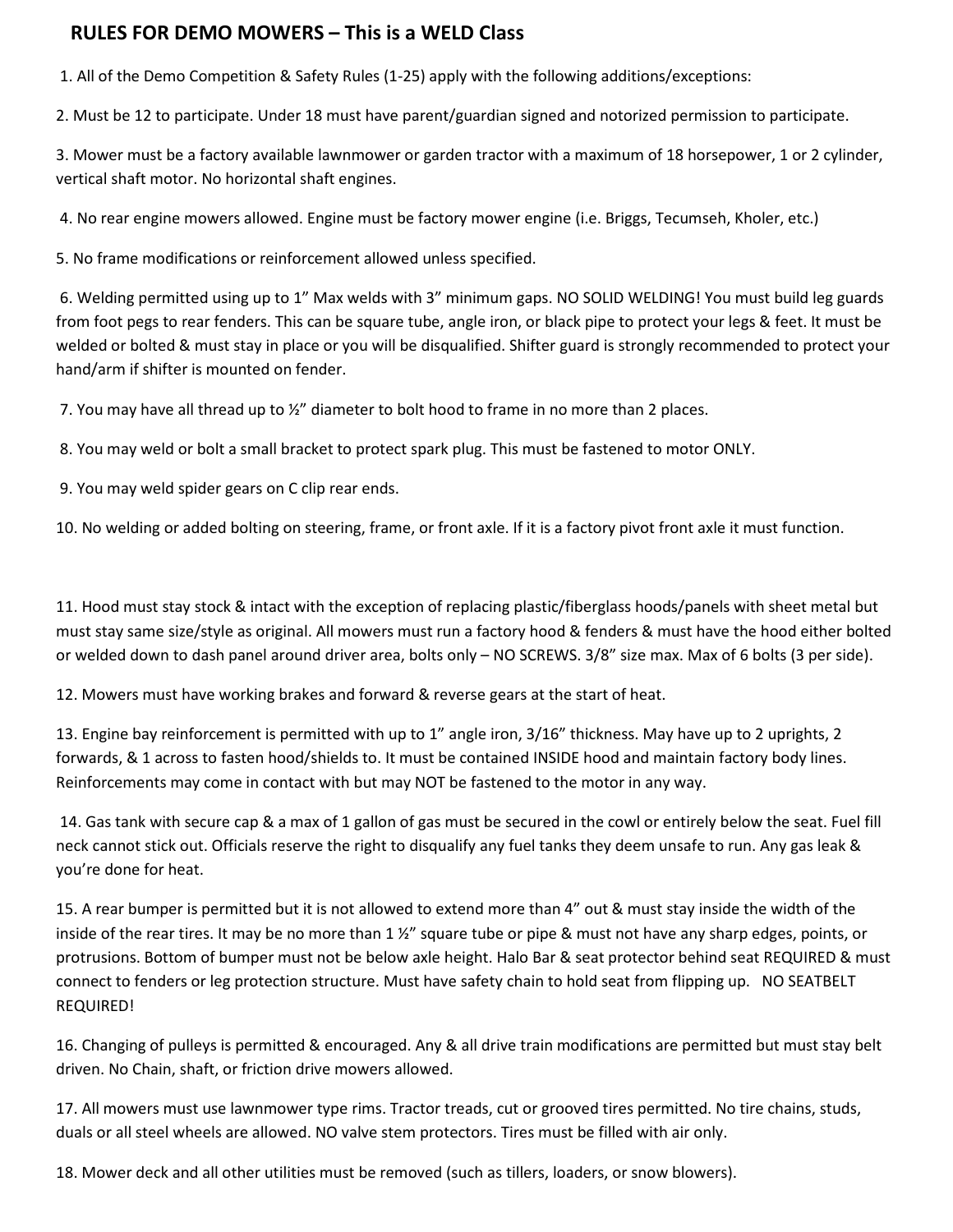## RULES FOR DEMO MOWERS – This is a WELD Class

1. All of the Demo Competition & Safety Rules (1-25) apply with the following additions/exceptions:

2. Must be 12 to participate. Under 18 must have parent/guardian signed and notorized permission to participate.

3. Mower must be a factory available lawnmower or garden tractor with a maximum of 18 horsepower, 1 or 2 cylinder, vertical shaft motor. No horizontal shaft engines.

4. No rear engine mowers allowed. Engine must be factory mower engine (i.e. Briggs, Tecumseh, Kholer, etc.)

5. No frame modifications or reinforcement allowed unless specified.

6. Welding permitted using up to 1" Max welds with 3" minimum gaps. NO SOLID WELDING! You must build leg guards from foot pegs to rear fenders. This can be square tube, angle iron, or black pipe to protect your legs & feet. It must be welded or bolted & must stay in place or you will be disqualified. Shifter guard is strongly recommended to protect your hand/arm if shifter is mounted on fender.

7. You may have all thread up to ½" diameter to bolt hood to frame in no more than 2 places.

8. You may weld or bolt a small bracket to protect spark plug. This must be fastened to motor ONLY.

9. You may weld spider gears on C clip rear ends.

10. No welding or added bolting on steering, frame, or front axle. If it is a factory pivot front axle it must function.

11. Hood must stay stock & intact with the exception of replacing plastic/fiberglass hoods/panels with sheet metal but must stay same size/style as original. All mowers must run a factory hood & fenders & must have the hood either bolted or welded down to dash panel around driver area, bolts only – NO SCREWS. 3/8" size max. Max of 6 bolts (3 per side).

12. Mowers must have working brakes and forward & reverse gears at the start of heat.

13. Engine bay reinforcement is permitted with up to 1" angle iron, 3/16" thickness. May have up to 2 uprights, 2 forwards, & 1 across to fasten hood/shields to. It must be contained INSIDE hood and maintain factory body lines. Reinforcements may come in contact with but may NOT be fastened to the motor in any way.

14. Gas tank with secure cap & a max of 1 gallon of gas must be secured in the cowl or entirely below the seat. Fuel fill neck cannot stick out. Officials reserve the right to disqualify any fuel tanks they deem unsafe to run. Any gas leak & you're done for heat.

15. A rear bumper is permitted but it is not allowed to extend more than 4" out & must stay inside the width of the inside of the rear tires. It may be no more than 1 ½" square tube or pipe & must not have any sharp edges, points, or protrusions. Bottom of bumper must not be below axle height. Halo Bar & seat protector behind seat REQUIRED & must connect to fenders or leg protection structure. Must have safety chain to hold seat from flipping up. NO SEATBELT REQUIRED!

16. Changing of pulleys is permitted & encouraged. Any & all drive train modifications are permitted but must stay belt driven. No Chain, shaft, or friction drive mowers allowed.

17. All mowers must use lawnmower type rims. Tractor treads, cut or grooved tires permitted. No tire chains, studs, duals or all steel wheels are allowed. NO valve stem protectors. Tires must be filled with air only.

18. Mower deck and all other utilities must be removed (such as tillers, loaders, or snow blowers).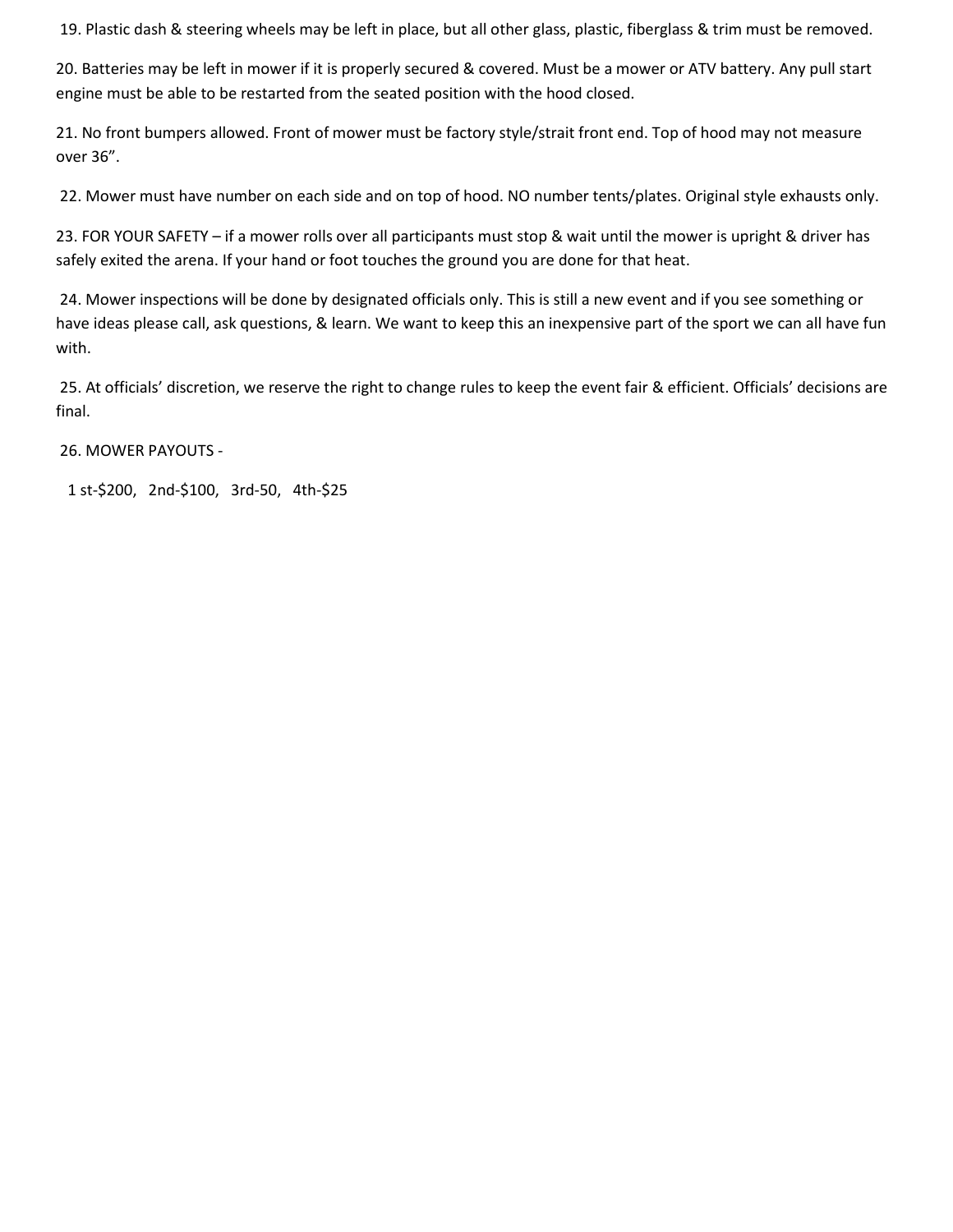19. Plastic dash & steering wheels may be left in place, but all other glass, plastic, fiberglass & trim must be removed.

20. Batteries may be left in mower if it is properly secured & covered. Must be a mower or ATV battery. Any pull start engine must be able to be restarted from the seated position with the hood closed.

21. No front bumpers allowed. Front of mower must be factory style/strait front end. Top of hood may not measure over 36”.

22. Mower must have number on each side and on top of hood. NO number tents/plates. Original style exhausts only.

23. FOR YOUR SAFETY – if a mower rolls over all participants must stop & wait until the mower is upright & driver has safely exited the arena. If your hand or foot touches the ground you are done for that heat.

24. Mower inspections will be done by designated officials only. This is still a new event and if you see something or have ideas please call, ask questions, & learn. We want to keep this an inexpensive part of the sport we can all have fun with.

25. At officials’ discretion, we reserve the right to change rules to keep the event fair & efficient. Officials’ decisions are final.

26. MOWER PAYOUTS -

1 st-$200,   2nd-$100,   3rd-50,   4th-$25